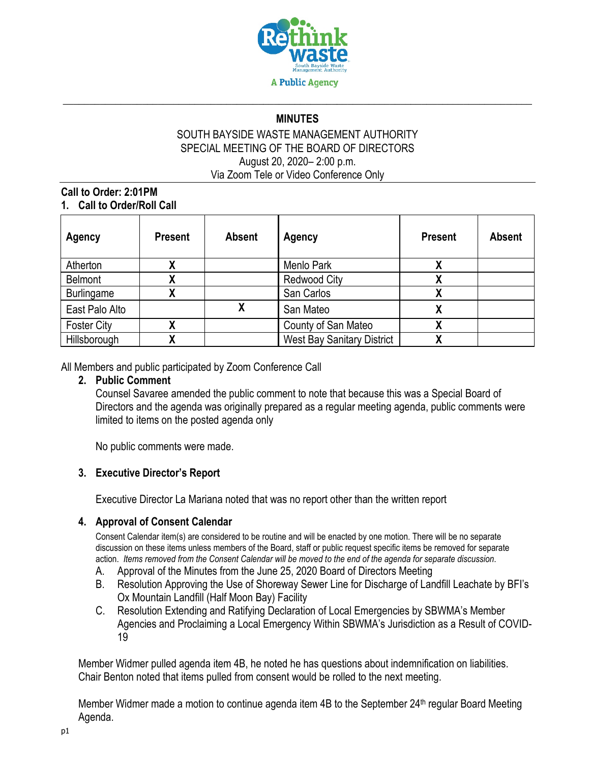Rethink waste
South Bayside Waste Management Authority
A Public Agency

## MINUTES

SOUTH BAYSIDE WASTE MANAGEMENT AUTHORITY
SPECIAL MEETING OF THE BOARD OF DIRECTORS
August 20, 2020– 2:00 p.m.
Via Zoom Tele or Video Conference Only

**Call to Order: 2:01PM**

### 1. Call to Order/Roll Call

| Agency | Present | Absent | Agency | Present | Absent |
|---|---|---|---|---|---|
| Atherton | X | | Menlo Park | X | |
| Belmont | X | | Redwood City | X | |
| Burlingame | X | | San Carlos | X | |
| East Palo Alto | | X | San Mateo | X | |
| Foster City | X | | County of San Mateo | X | |
| Hillsborough | X | | West Bay Sanitary District | X | |

All Members and public participated by Zoom Conference Call

### 2. Public Comment

Counsel Savaree amended the public comment to note that because this was a Special Board of Directors and the agenda was originally prepared as a regular meeting agenda, public comments were limited to items on the posted agenda only

No public comments were made.

### 3. Executive Director's Report

Executive Director La Mariana noted that was no report other than the written report

### 4. Approval of Consent Calendar

Consent Calendar item(s) are considered to be routine and will be enacted by one motion. There will be no separate discussion on these items unless members of the Board, staff or public request specific items be removed for separate action. *Items removed from the Consent Calendar will be moved to the end of the agenda for separate discussion.*

A. Approval of the Minutes from the June 25, 2020 Board of Directors Meeting
B. Resolution Approving the Use of Shoreway Sewer Line for Discharge of Landfill Leachate by BFI's Ox Mountain Landfill (Half Moon Bay) Facility
C. Resolution Extending and Ratifying Declaration of Local Emergencies by SBWMA's Member Agencies and Proclaiming a Local Emergency Within SBWMA's Jurisdiction as a Result of COVID-19

Member Widmer pulled agenda item 4B, he noted he has questions about indemnification on liabilities. Chair Benton noted that items pulled from consent would be rolled to the next meeting.

Member Widmer made a motion to continue agenda item 4B to the September 24th regular Board Meeting Agenda.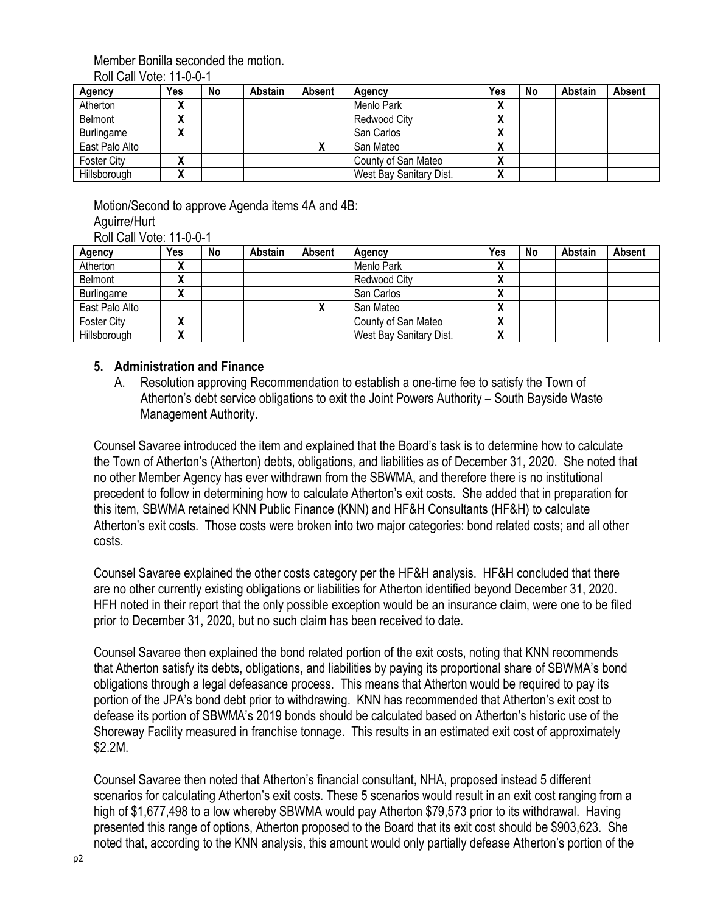Member Bonilla seconded the motion.

Roll Call Vote: 11-0-0-1

| Agency | Yes | No | Abstain | Absent | Agency | Yes | No | Abstain | Absent |
|---|---|---|---|---|---|---|---|---|---|
| Atherton | X | | | | Menlo Park | X | | | |
| Belmont | X | | | | Redwood City | X | | | |
| Burlingame | X | | | | San Carlos | X | | | |
| East Palo Alto | | | | X | San Mateo | X | | | |
| Foster City | X | | | | County of San Mateo | X | | | |
| Hillsborough | X | | | | West Bay Sanitary Dist. | X | | | |

Motion/Second to approve Agenda items 4A and 4B:

Aguirre/Hurt

Roll Call Vote: 11-0-0-1

| Agency | Yes | No | Abstain | Absent | Agency | Yes | No | Abstain | Absent |
|---|---|---|---|---|---|---|---|---|---|
| Atherton | X | | | | Menlo Park | X | | | |
| Belmont | X | | | | Redwood City | X | | | |
| Burlingame | X | | | | San Carlos | X | | | |
| East Palo Alto | | | | X | San Mateo | X | | | |
| Foster City | X | | | | County of San Mateo | X | | | |
| Hillsborough | X | | | | West Bay Sanitary Dist. | X | | | |

### 5. Administration and Finance

A. Resolution approving Recommendation to establish a one-time fee to satisfy the Town of Atherton's debt service obligations to exit the Joint Powers Authority – South Bayside Waste Management Authority.

Counsel Savaree introduced the item and explained that the Board's task is to determine how to calculate the Town of Atherton's (Atherton) debts, obligations, and liabilities as of December 31, 2020. She noted that no other Member Agency has ever withdrawn from the SBWMA, and therefore there is no institutional precedent to follow in determining how to calculate Atherton's exit costs. She added that in preparation for this item, SBWMA retained KNN Public Finance (KNN) and HF&H Consultants (HF&H) to calculate Atherton's exit costs. Those costs were broken into two major categories: bond related costs; and all other costs.

Counsel Savaree explained the other costs category per the HF&H analysis. HF&H concluded that there are no other currently existing obligations or liabilities for Atherton identified beyond December 31, 2020. HFH noted in their report that the only possible exception would be an insurance claim, were one to be filed prior to December 31, 2020, but no such claim has been received to date.

Counsel Savaree then explained the bond related portion of the exit costs, noting that KNN recommends that Atherton satisfy its debts, obligations, and liabilities by paying its proportional share of SBWMA's bond obligations through a legal defeasance process. This means that Atherton would be required to pay its portion of the JPA's bond debt prior to withdrawing. KNN has recommended that Atherton's exit cost to defease its portion of SBWMA's 2019 bonds should be calculated based on Atherton's historic use of the Shoreway Facility measured in franchise tonnage. This results in an estimated exit cost of approximately \$2.2M.

Counsel Savaree then noted that Atherton's financial consultant, NHA, proposed instead 5 different scenarios for calculating Atherton's exit costs. These 5 scenarios would result in an exit cost ranging from a high of \$1,677,498 to a low whereby SBWMA would pay Atherton \$79,573 prior to its withdrawal. Having presented this range of options, Atherton proposed to the Board that its exit cost should be \$903,623. She noted that, according to the KNN analysis, this amount would only partially defease Atherton's portion of the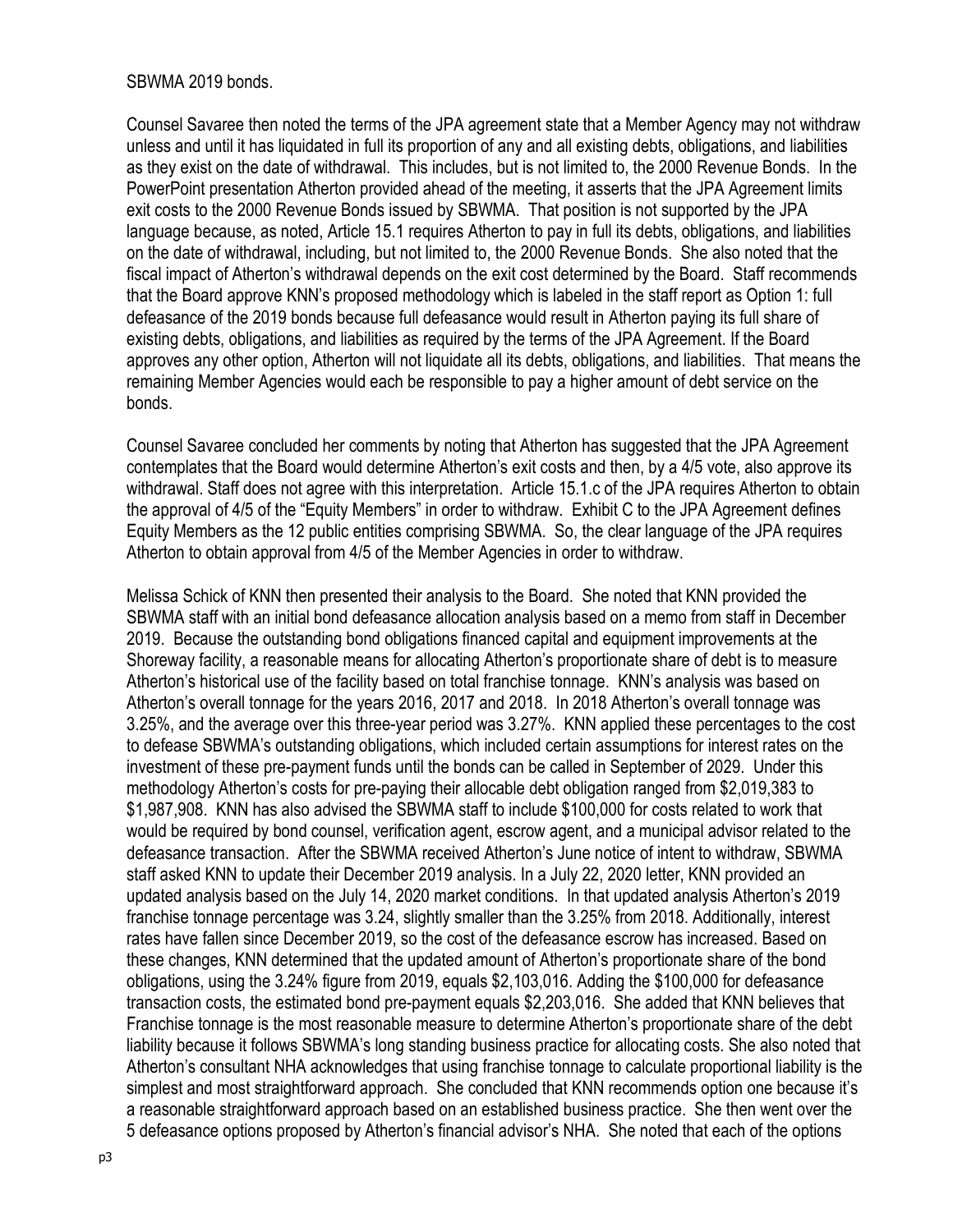SBWMA 2019 bonds.

Counsel Savaree then noted the terms of the JPA agreement state that a Member Agency may not withdraw unless and until it has liquidated in full its proportion of any and all existing debts, obligations, and liabilities as they exist on the date of withdrawal. This includes, but is not limited to, the 2000 Revenue Bonds. In the PowerPoint presentation Atherton provided ahead of the meeting, it asserts that the JPA Agreement limits exit costs to the 2000 Revenue Bonds issued by SBWMA. That position is not supported by the JPA language because, as noted, Article 15.1 requires Atherton to pay in full its debts, obligations, and liabilities on the date of withdrawal, including, but not limited to, the 2000 Revenue Bonds. She also noted that the fiscal impact of Atherton's withdrawal depends on the exit cost determined by the Board. Staff recommends that the Board approve KNN's proposed methodology which is labeled in the staff report as Option 1: full defeasance of the 2019 bonds because full defeasance would result in Atherton paying its full share of existing debts, obligations, and liabilities as required by the terms of the JPA Agreement. If the Board approves any other option, Atherton will not liquidate all its debts, obligations, and liabilities. That means the remaining Member Agencies would each be responsible to pay a higher amount of debt service on the bonds.

Counsel Savaree concluded her comments by noting that Atherton has suggested that the JPA Agreement contemplates that the Board would determine Atherton's exit costs and then, by a 4/5 vote, also approve its withdrawal. Staff does not agree with this interpretation. Article 15.1.c of the JPA requires Atherton to obtain the approval of 4/5 of the "Equity Members" in order to withdraw. Exhibit C to the JPA Agreement defines Equity Members as the 12 public entities comprising SBWMA. So, the clear language of the JPA requires Atherton to obtain approval from 4/5 of the Member Agencies in order to withdraw.

Melissa Schick of KNN then presented their analysis to the Board. She noted that KNN provided the SBWMA staff with an initial bond defeasance allocation analysis based on a memo from staff in December 2019. Because the outstanding bond obligations financed capital and equipment improvements at the Shoreway facility, a reasonable means for allocating Atherton's proportionate share of debt is to measure Atherton's historical use of the facility based on total franchise tonnage. KNN's analysis was based on Atherton's overall tonnage for the years 2016, 2017 and 2018. In 2018 Atherton's overall tonnage was 3.25%, and the average over this three-year period was 3.27%. KNN applied these percentages to the cost to defease SBWMA's outstanding obligations, which included certain assumptions for interest rates on the investment of these pre-payment funds until the bonds can be called in September of 2029. Under this methodology Atherton's costs for pre-paying their allocable debt obligation ranged from $2,019,383 to $1,987,908. KNN has also advised the SBWMA staff to include $100,000 for costs related to work that would be required by bond counsel, verification agent, escrow agent, and a municipal advisor related to the defeasance transaction. After the SBWMA received Atherton's June notice of intent to withdraw, SBWMA staff asked KNN to update their December 2019 analysis. In a July 22, 2020 letter, KNN provided an updated analysis based on the July 14, 2020 market conditions. In that updated analysis Atherton's 2019 franchise tonnage percentage was 3.24, slightly smaller than the 3.25% from 2018. Additionally, interest rates have fallen since December 2019, so the cost of the defeasance escrow has increased. Based on these changes, KNN determined that the updated amount of Atherton's proportionate share of the bond obligations, using the 3.24% figure from 2019, equals $2,103,016. Adding the $100,000 for defeasance transaction costs, the estimated bond pre-payment equals $2,203,016. She added that KNN believes that Franchise tonnage is the most reasonable measure to determine Atherton's proportionate share of the debt liability because it follows SBWMA's long standing business practice for allocating costs. She also noted that Atherton's consultant NHA acknowledges that using franchise tonnage to calculate proportional liability is the simplest and most straightforward approach. She concluded that KNN recommends option one because it's a reasonable straightforward approach based on an established business practice. She then went over the 5 defeasance options proposed by Atherton's financial advisor's NHA. She noted that each of the options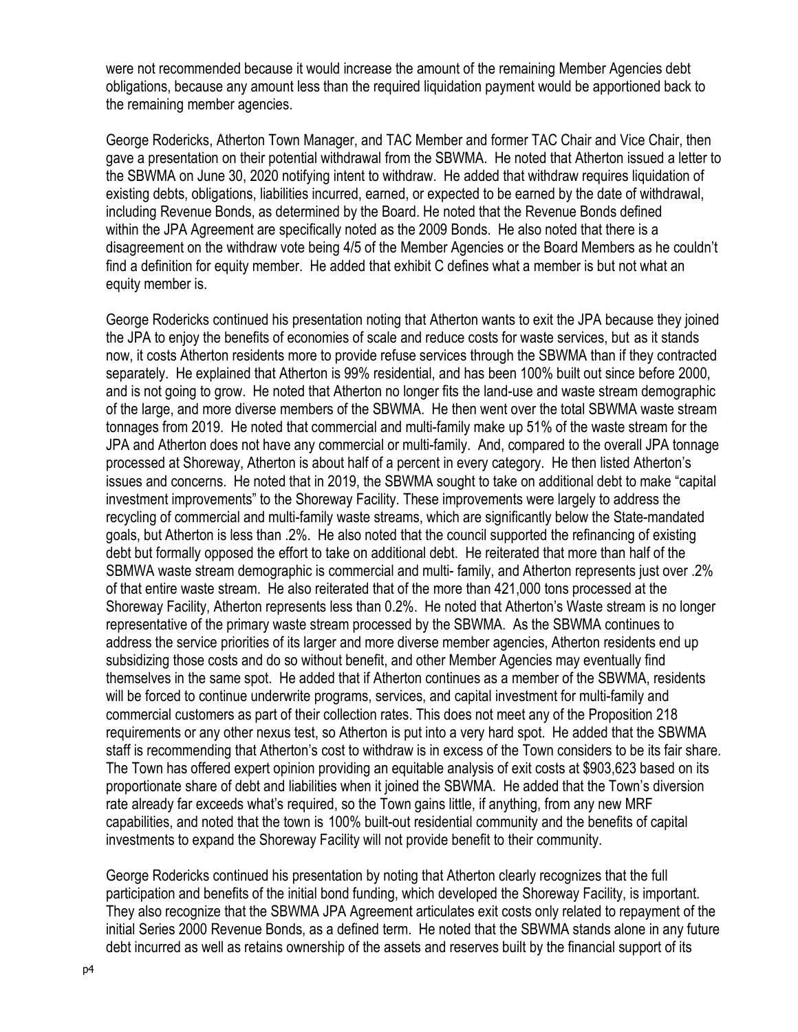were not recommended because it would increase the amount of the remaining Member Agencies debt obligations, because any amount less than the required liquidation payment would be apportioned back to the remaining member agencies.

George Rodericks, Atherton Town Manager, and TAC Member and former TAC Chair and Vice Chair, then gave a presentation on their potential withdrawal from the SBWMA. He noted that Atherton issued a letter to the SBWMA on June 30, 2020 notifying intent to withdraw. He added that withdraw requires liquidation of existing debts, obligations, liabilities incurred, earned, or expected to be earned by the date of withdrawal, including Revenue Bonds, as determined by the Board. He noted that the Revenue Bonds defined within the JPA Agreement are specifically noted as the 2009 Bonds. He also noted that there is a disagreement on the withdraw vote being 4/5 of the Member Agencies or the Board Members as he couldn't find a definition for equity member. He added that exhibit C defines what a member is but not what an equity member is.

George Rodericks continued his presentation noting that Atherton wants to exit the JPA because they joined the JPA to enjoy the benefits of economies of scale and reduce costs for waste services, but as it stands now, it costs Atherton residents more to provide refuse services through the SBWMA than if they contracted separately. He explained that Atherton is 99% residential, and has been 100% built out since before 2000, and is not going to grow. He noted that Atherton no longer fits the land-use and waste stream demographic of the large, and more diverse members of the SBWMA. He then went over the total SBWMA waste stream tonnages from 2019. He noted that commercial and multi-family make up 51% of the waste stream for the JPA and Atherton does not have any commercial or multi-family. And, compared to the overall JPA tonnage processed at Shoreway, Atherton is about half of a percent in every category. He then listed Atherton's issues and concerns. He noted that in 2019, the SBWMA sought to take on additional debt to make "capital investment improvements" to the Shoreway Facility. These improvements were largely to address the recycling of commercial and multi-family waste streams, which are significantly below the State-mandated goals, but Atherton is less than .2%. He also noted that the council supported the refinancing of existing debt but formally opposed the effort to take on additional debt. He reiterated that more than half of the SBMWA waste stream demographic is commercial and multi- family, and Atherton represents just over .2% of that entire waste stream. He also reiterated that of the more than 421,000 tons processed at the Shoreway Facility, Atherton represents less than 0.2%. He noted that Atherton's Waste stream is no longer representative of the primary waste stream processed by the SBWMA. As the SBWMA continues to address the service priorities of its larger and more diverse member agencies, Atherton residents end up subsidizing those costs and do so without benefit, and other Member Agencies may eventually find themselves in the same spot. He added that if Atherton continues as a member of the SBWMA, residents will be forced to continue underwrite programs, services, and capital investment for multi-family and commercial customers as part of their collection rates. This does not meet any of the Proposition 218 requirements or any other nexus test, so Atherton is put into a very hard spot. He added that the SBWMA staff is recommending that Atherton's cost to withdraw is in excess of the Town considers to be its fair share. The Town has offered expert opinion providing an equitable analysis of exit costs at $903,623 based on its proportionate share of debt and liabilities when it joined the SBWMA. He added that the Town's diversion rate already far exceeds what's required, so the Town gains little, if anything, from any new MRF capabilities, and noted that the town is 100% built-out residential community and the benefits of capital investments to expand the Shoreway Facility will not provide benefit to their community.

George Rodericks continued his presentation by noting that Atherton clearly recognizes that the full participation and benefits of the initial bond funding, which developed the Shoreway Facility, is important. They also recognize that the SBWMA JPA Agreement articulates exit costs only related to repayment of the initial Series 2000 Revenue Bonds, as a defined term. He noted that the SBWMA stands alone in any future debt incurred as well as retains ownership of the assets and reserves built by the financial support of its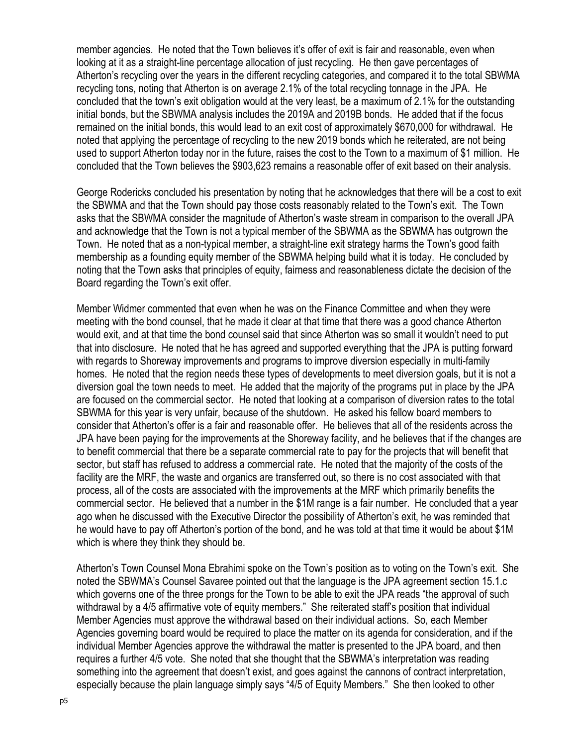member agencies. He noted that the Town believes it's offer of exit is fair and reasonable, even when looking at it as a straight-line percentage allocation of just recycling. He then gave percentages of Atherton's recycling over the years in the different recycling categories, and compared it to the total SBWMA recycling tons, noting that Atherton is on average 2.1% of the total recycling tonnage in the JPA. He concluded that the town's exit obligation would at the very least, be a maximum of 2.1% for the outstanding initial bonds, but the SBWMA analysis includes the 2019A and 2019B bonds. He added that if the focus remained on the initial bonds, this would lead to an exit cost of approximately $670,000 for withdrawal. He noted that applying the percentage of recycling to the new 2019 bonds which he reiterated, are not being used to support Atherton today nor in the future, raises the cost to the Town to a maximum of $1 million. He concluded that the Town believes the $903,623 remains a reasonable offer of exit based on their analysis.

George Rodericks concluded his presentation by noting that he acknowledges that there will be a cost to exit the SBWMA and that the Town should pay those costs reasonably related to the Town's exit. The Town asks that the SBWMA consider the magnitude of Atherton's waste stream in comparison to the overall JPA and acknowledge that the Town is not a typical member of the SBWMA as the SBWMA has outgrown the Town. He noted that as a non-typical member, a straight-line exit strategy harms the Town's good faith membership as a founding equity member of the SBWMA helping build what it is today. He concluded by noting that the Town asks that principles of equity, fairness and reasonableness dictate the decision of the Board regarding the Town's exit offer.

Member Widmer commented that even when he was on the Finance Committee and when they were meeting with the bond counsel, that he made it clear at that time that there was a good chance Atherton would exit, and at that time the bond counsel said that since Atherton was so small it wouldn't need to put that into disclosure. He noted that he has agreed and supported everything that the JPA is putting forward with regards to Shoreway improvements and programs to improve diversion especially in multi-family homes. He noted that the region needs these types of developments to meet diversion goals, but it is not a diversion goal the town needs to meet. He added that the majority of the programs put in place by the JPA are focused on the commercial sector. He noted that looking at a comparison of diversion rates to the total SBWMA for this year is very unfair, because of the shutdown. He asked his fellow board members to consider that Atherton's offer is a fair and reasonable offer. He believes that all of the residents across the JPA have been paying for the improvements at the Shoreway facility, and he believes that if the changes are to benefit commercial that there be a separate commercial rate to pay for the projects that will benefit that sector, but staff has refused to address a commercial rate. He noted that the majority of the costs of the facility are the MRF, the waste and organics are transferred out, so there is no cost associated with that process, all of the costs are associated with the improvements at the MRF which primarily benefits the commercial sector. He believed that a number in the $1M range is a fair number. He concluded that a year ago when he discussed with the Executive Director the possibility of Atherton's exit, he was reminded that he would have to pay off Atherton's portion of the bond, and he was told at that time it would be about $1M which is where they think they should be.

Atherton's Town Counsel Mona Ebrahimi spoke on the Town's position as to voting on the Town's exit. She noted the SBWMA's Counsel Savaree pointed out that the language is the JPA agreement section 15.1.c which governs one of the three prongs for the Town to be able to exit the JPA reads "the approval of such withdrawal by a 4/5 affirmative vote of equity members." She reiterated staff's position that individual Member Agencies must approve the withdrawal based on their individual actions. So, each Member Agencies governing board would be required to place the matter on its agenda for consideration, and if the individual Member Agencies approve the withdrawal the matter is presented to the JPA board, and then requires a further 4/5 vote. She noted that she thought that the SBWMA's interpretation was reading something into the agreement that doesn't exist, and goes against the cannons of contract interpretation, especially because the plain language simply says "4/5 of Equity Members." She then looked to other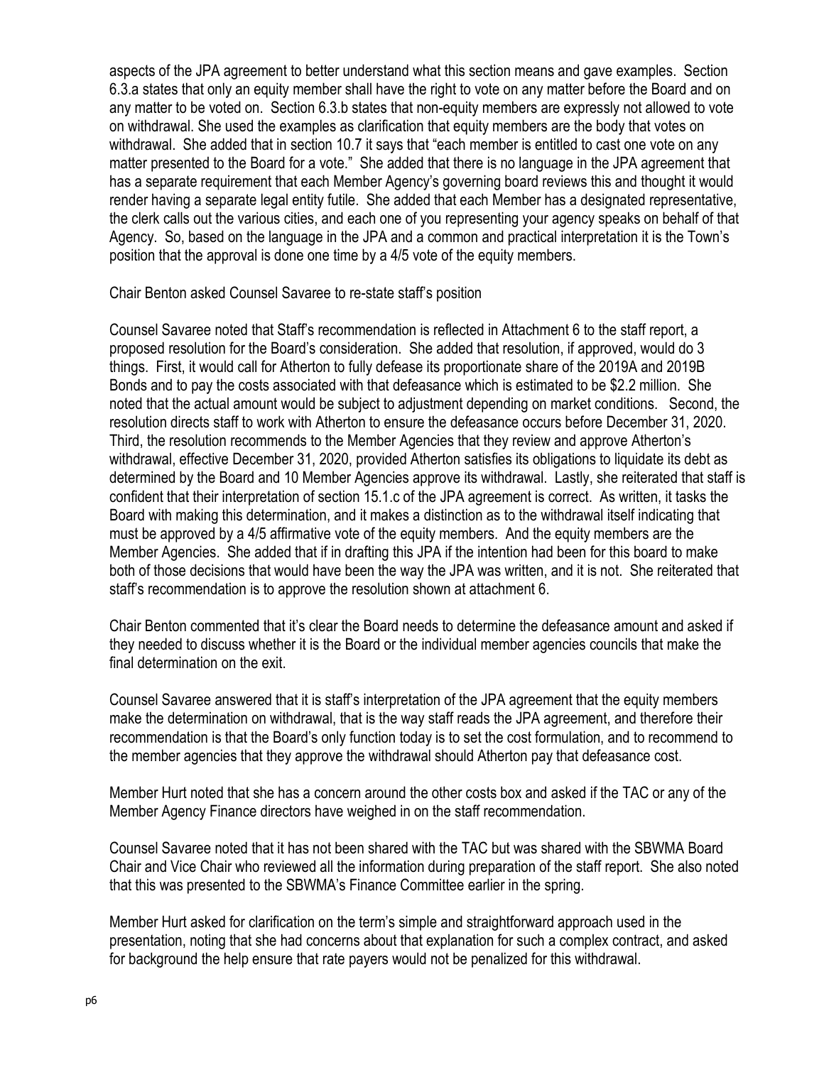aspects of the JPA agreement to better understand what this section means and gave examples. Section 6.3.a states that only an equity member shall have the right to vote on any matter before the Board and on any matter to be voted on. Section 6.3.b states that non-equity members are expressly not allowed to vote on withdrawal. She used the examples as clarification that equity members are the body that votes on withdrawal. She added that in section 10.7 it says that "each member is entitled to cast one vote on any matter presented to the Board for a vote." She added that there is no language in the JPA agreement that has a separate requirement that each Member Agency's governing board reviews this and thought it would render having a separate legal entity futile. She added that each Member has a designated representative, the clerk calls out the various cities, and each one of you representing your agency speaks on behalf of that Agency. So, based on the language in the JPA and a common and practical interpretation it is the Town's position that the approval is done one time by a 4/5 vote of the equity members.

Chair Benton asked Counsel Savaree to re-state staff's position

Counsel Savaree noted that Staff's recommendation is reflected in Attachment 6 to the staff report, a proposed resolution for the Board's consideration. She added that resolution, if approved, would do 3 things. First, it would call for Atherton to fully defease its proportionate share of the 2019A and 2019B Bonds and to pay the costs associated with that defeasance which is estimated to be $2.2 million. She noted that the actual amount would be subject to adjustment depending on market conditions. Second, the resolution directs staff to work with Atherton to ensure the defeasance occurs before December 31, 2020. Third, the resolution recommends to the Member Agencies that they review and approve Atherton's withdrawal, effective December 31, 2020, provided Atherton satisfies its obligations to liquidate its debt as determined by the Board and 10 Member Agencies approve its withdrawal. Lastly, she reiterated that staff is confident that their interpretation of section 15.1.c of the JPA agreement is correct. As written, it tasks the Board with making this determination, and it makes a distinction as to the withdrawal itself indicating that must be approved by a 4/5 affirmative vote of the equity members. And the equity members are the Member Agencies. She added that if in drafting this JPA if the intention had been for this board to make both of those decisions that would have been the way the JPA was written, and it is not. She reiterated that staff's recommendation is to approve the resolution shown at attachment 6.

Chair Benton commented that it's clear the Board needs to determine the defeasance amount and asked if they needed to discuss whether it is the Board or the individual member agencies councils that make the final determination on the exit.

Counsel Savaree answered that it is staff's interpretation of the JPA agreement that the equity members make the determination on withdrawal, that is the way staff reads the JPA agreement, and therefore their recommendation is that the Board's only function today is to set the cost formulation, and to recommend to the member agencies that they approve the withdrawal should Atherton pay that defeasance cost.

Member Hurt noted that she has a concern around the other costs box and asked if the TAC or any of the Member Agency Finance directors have weighed in on the staff recommendation.

Counsel Savaree noted that it has not been shared with the TAC but was shared with the SBWMA Board Chair and Vice Chair who reviewed all the information during preparation of the staff report. She also noted that this was presented to the SBWMA's Finance Committee earlier in the spring.

Member Hurt asked for clarification on the term's simple and straightforward approach used in the presentation, noting that she had concerns about that explanation for such a complex contract, and asked for background the help ensure that rate payers would not be penalized for this withdrawal.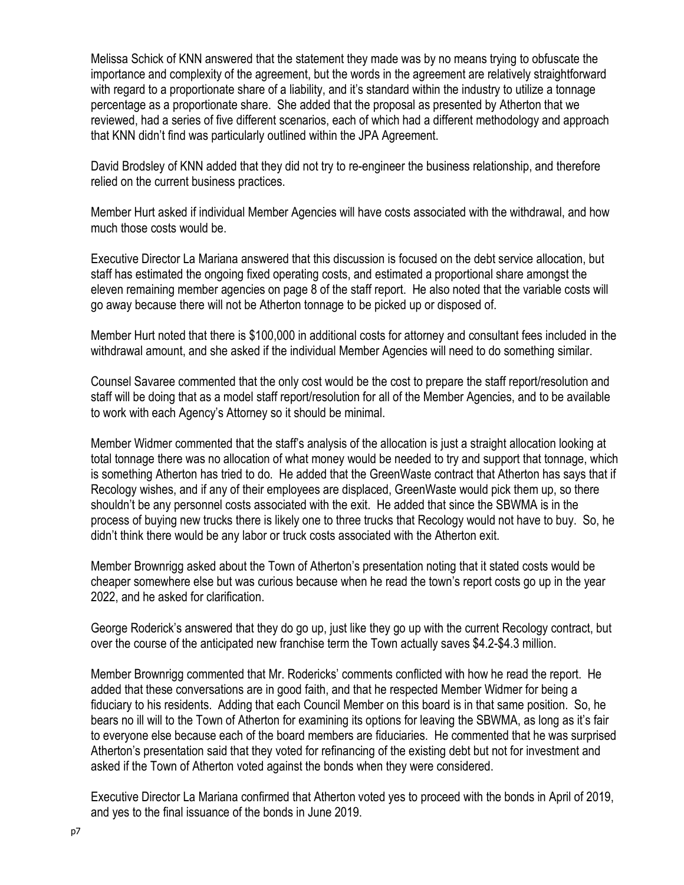Melissa Schick of KNN answered that the statement they made was by no means trying to obfuscate the importance and complexity of the agreement, but the words in the agreement are relatively straightforward with regard to a proportionate share of a liability, and it's standard within the industry to utilize a tonnage percentage as a proportionate share. She added that the proposal as presented by Atherton that we reviewed, had a series of five different scenarios, each of which had a different methodology and approach that KNN didn't find was particularly outlined within the JPA Agreement.

David Brodsley of KNN added that they did not try to re-engineer the business relationship, and therefore relied on the current business practices.

Member Hurt asked if individual Member Agencies will have costs associated with the withdrawal, and how much those costs would be.

Executive Director La Mariana answered that this discussion is focused on the debt service allocation, but staff has estimated the ongoing fixed operating costs, and estimated a proportional share amongst the eleven remaining member agencies on page 8 of the staff report. He also noted that the variable costs will go away because there will not be Atherton tonnage to be picked up or disposed of.

Member Hurt noted that there is $100,000 in additional costs for attorney and consultant fees included in the withdrawal amount, and she asked if the individual Member Agencies will need to do something similar.

Counsel Savaree commented that the only cost would be the cost to prepare the staff report/resolution and staff will be doing that as a model staff report/resolution for all of the Member Agencies, and to be available to work with each Agency's Attorney so it should be minimal.

Member Widmer commented that the staff's analysis of the allocation is just a straight allocation looking at total tonnage there was no allocation of what money would be needed to try and support that tonnage, which is something Atherton has tried to do. He added that the GreenWaste contract that Atherton has says that if Recology wishes, and if any of their employees are displaced, GreenWaste would pick them up, so there shouldn't be any personnel costs associated with the exit. He added that since the SBWMA is in the process of buying new trucks there is likely one to three trucks that Recology would not have to buy. So, he didn't think there would be any labor or truck costs associated with the Atherton exit.

Member Brownrigg asked about the Town of Atherton's presentation noting that it stated costs would be cheaper somewhere else but was curious because when he read the town's report costs go up in the year 2022, and he asked for clarification.

George Roderick's answered that they do go up, just like they go up with the current Recology contract, but over the course of the anticipated new franchise term the Town actually saves $4.2-$4.3 million.

Member Brownrigg commented that Mr. Rodericks' comments conflicted with how he read the report. He added that these conversations are in good faith, and that he respected Member Widmer for being a fiduciary to his residents. Adding that each Council Member on this board is in that same position. So, he bears no ill will to the Town of Atherton for examining its options for leaving the SBWMA, as long as it's fair to everyone else because each of the board members are fiduciaries. He commented that he was surprised Atherton's presentation said that they voted for refinancing of the existing debt but not for investment and asked if the Town of Atherton voted against the bonds when they were considered.

Executive Director La Mariana confirmed that Atherton voted yes to proceed with the bonds in April of 2019, and yes to the final issuance of the bonds in June 2019.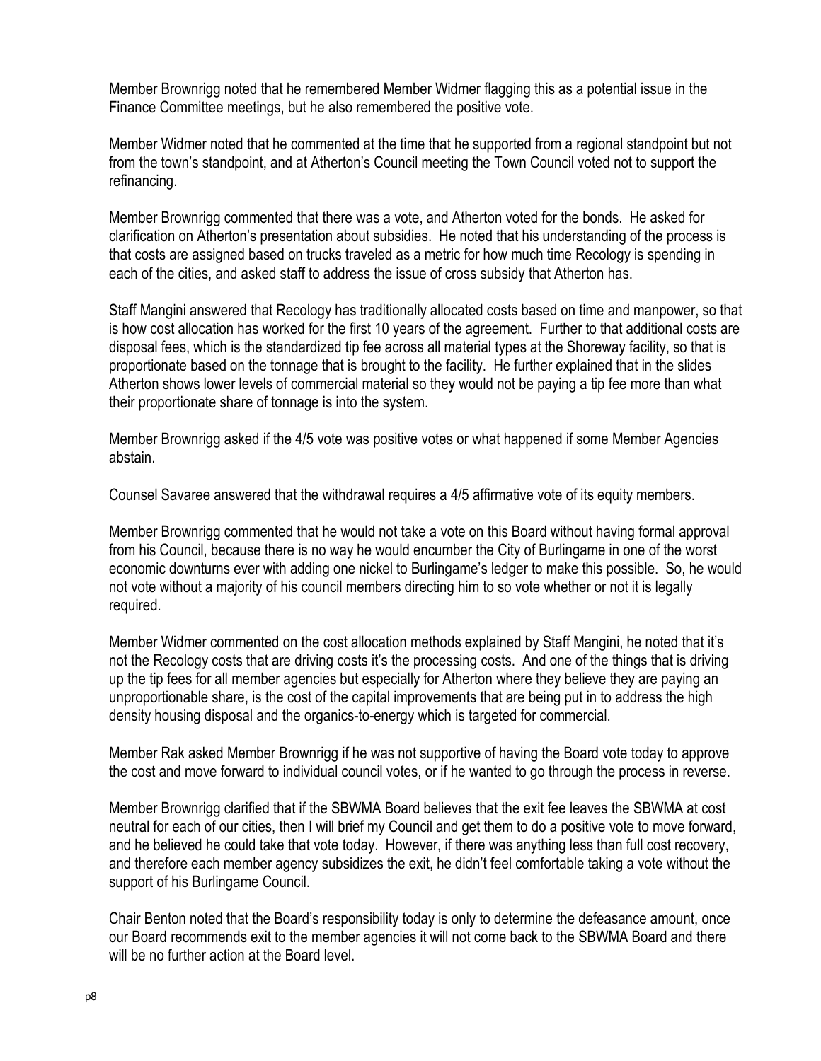Member Brownrigg noted that he remembered Member Widmer flagging this as a potential issue in the Finance Committee meetings, but he also remembered the positive vote.

Member Widmer noted that he commented at the time that he supported from a regional standpoint but not from the town's standpoint, and at Atherton's Council meeting the Town Council voted not to support the refinancing.

Member Brownrigg commented that there was a vote, and Atherton voted for the bonds. He asked for clarification on Atherton's presentation about subsidies. He noted that his understanding of the process is that costs are assigned based on trucks traveled as a metric for how much time Recology is spending in each of the cities, and asked staff to address the issue of cross subsidy that Atherton has.

Staff Mangini answered that Recology has traditionally allocated costs based on time and manpower, so that is how cost allocation has worked for the first 10 years of the agreement. Further to that additional costs are disposal fees, which is the standardized tip fee across all material types at the Shoreway facility, so that is proportionate based on the tonnage that is brought to the facility. He further explained that in the slides Atherton shows lower levels of commercial material so they would not be paying a tip fee more than what their proportionate share of tonnage is into the system.

Member Brownrigg asked if the 4/5 vote was positive votes or what happened if some Member Agencies abstain.

Counsel Savaree answered that the withdrawal requires a 4/5 affirmative vote of its equity members.

Member Brownrigg commented that he would not take a vote on this Board without having formal approval from his Council, because there is no way he would encumber the City of Burlingame in one of the worst economic downturns ever with adding one nickel to Burlingame's ledger to make this possible. So, he would not vote without a majority of his council members directing him to so vote whether or not it is legally required.

Member Widmer commented on the cost allocation methods explained by Staff Mangini, he noted that it's not the Recology costs that are driving costs it's the processing costs. And one of the things that is driving up the tip fees for all member agencies but especially for Atherton where they believe they are paying an unproportionable share, is the cost of the capital improvements that are being put in to address the high density housing disposal and the organics-to-energy which is targeted for commercial.

Member Rak asked Member Brownrigg if he was not supportive of having the Board vote today to approve the cost and move forward to individual council votes, or if he wanted to go through the process in reverse.

Member Brownrigg clarified that if the SBWMA Board believes that the exit fee leaves the SBWMA at cost neutral for each of our cities, then I will brief my Council and get them to do a positive vote to move forward, and he believed he could take that vote today. However, if there was anything less than full cost recovery, and therefore each member agency subsidizes the exit, he didn't feel comfortable taking a vote without the support of his Burlingame Council.

Chair Benton noted that the Board's responsibility today is only to determine the defeasance amount, once our Board recommends exit to the member agencies it will not come back to the SBWMA Board and there will be no further action at the Board level.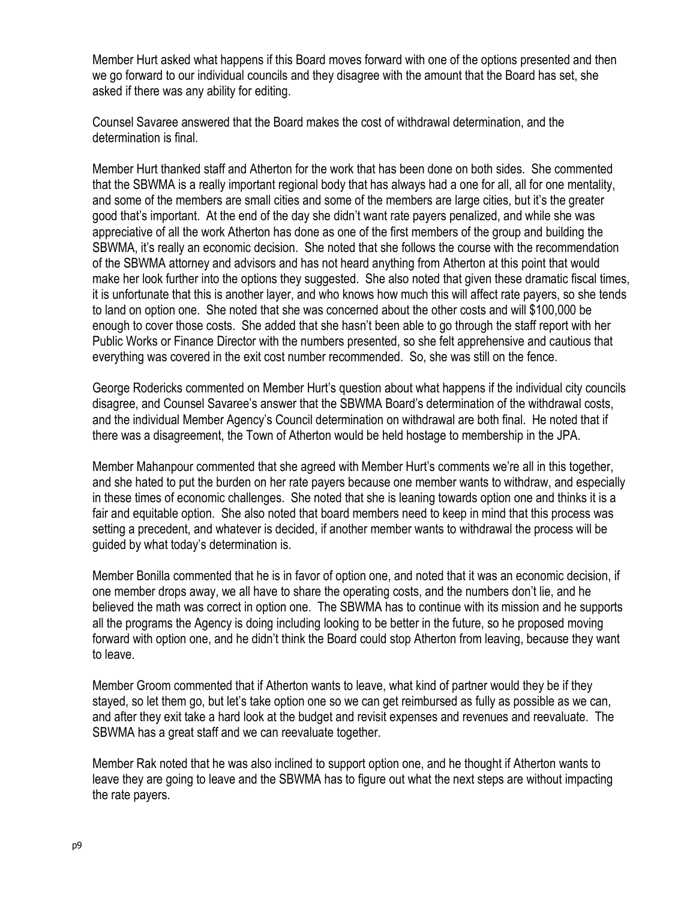Member Hurt asked what happens if this Board moves forward with one of the options presented and then we go forward to our individual councils and they disagree with the amount that the Board has set, she asked if there was any ability for editing.

Counsel Savaree answered that the Board makes the cost of withdrawal determination, and the determination is final.

Member Hurt thanked staff and Atherton for the work that has been done on both sides. She commented that the SBWMA is a really important regional body that has always had a one for all, all for one mentality, and some of the members are small cities and some of the members are large cities, but it's the greater good that's important. At the end of the day she didn't want rate payers penalized, and while she was appreciative of all the work Atherton has done as one of the first members of the group and building the SBWMA, it's really an economic decision. She noted that she follows the course with the recommendation of the SBWMA attorney and advisors and has not heard anything from Atherton at this point that would make her look further into the options they suggested. She also noted that given these dramatic fiscal times, it is unfortunate that this is another layer, and who knows how much this will affect rate payers, so she tends to land on option one. She noted that she was concerned about the other costs and will $100,000 be enough to cover those costs. She added that she hasn't been able to go through the staff report with her Public Works or Finance Director with the numbers presented, so she felt apprehensive and cautious that everything was covered in the exit cost number recommended. So, she was still on the fence.

George Rodericks commented on Member Hurt's question about what happens if the individual city councils disagree, and Counsel Savaree's answer that the SBWMA Board's determination of the withdrawal costs, and the individual Member Agency's Council determination on withdrawal are both final. He noted that if there was a disagreement, the Town of Atherton would be held hostage to membership in the JPA.

Member Mahanpour commented that she agreed with Member Hurt's comments we're all in this together, and she hated to put the burden on her rate payers because one member wants to withdraw, and especially in these times of economic challenges. She noted that she is leaning towards option one and thinks it is a fair and equitable option. She also noted that board members need to keep in mind that this process was setting a precedent, and whatever is decided, if another member wants to withdrawal the process will be guided by what today's determination is.

Member Bonilla commented that he is in favor of option one, and noted that it was an economic decision, if one member drops away, we all have to share the operating costs, and the numbers don't lie, and he believed the math was correct in option one. The SBWMA has to continue with its mission and he supports all the programs the Agency is doing including looking to be better in the future, so he proposed moving forward with option one, and he didn't think the Board could stop Atherton from leaving, because they want to leave.

Member Groom commented that if Atherton wants to leave, what kind of partner would they be if they stayed, so let them go, but let's take option one so we can get reimbursed as fully as possible as we can, and after they exit take a hard look at the budget and revisit expenses and revenues and reevaluate. The SBWMA has a great staff and we can reevaluate together.

Member Rak noted that he was also inclined to support option one, and he thought if Atherton wants to leave they are going to leave and the SBWMA has to figure out what the next steps are without impacting the rate payers.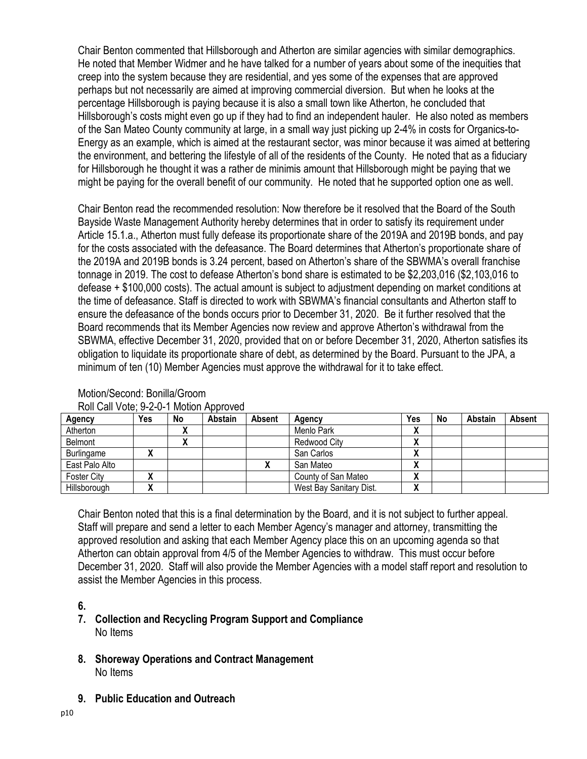Chair Benton commented that Hillsborough and Atherton are similar agencies with similar demographics. He noted that Member Widmer and he have talked for a number of years about some of the inequities that creep into the system because they are residential, and yes some of the expenses that are approved perhaps but not necessarily are aimed at improving commercial diversion. But when he looks at the percentage Hillsborough is paying because it is also a small town like Atherton, he concluded that Hillsborough's costs might even go up if they had to find an independent hauler. He also noted as members of the San Mateo County community at large, in a small way just picking up 2-4% in costs for Organics-to-Energy as an example, which is aimed at the restaurant sector, was minor because it was aimed at bettering the environment, and bettering the lifestyle of all of the residents of the County. He noted that as a fiduciary for Hillsborough he thought it was a rather de minimis amount that Hillsborough might be paying that we might be paying for the overall benefit of our community. He noted that he supported option one as well.

Chair Benton read the recommended resolution: Now therefore be it resolved that the Board of the South Bayside Waste Management Authority hereby determines that in order to satisfy its requirement under Article 15.1.a., Atherton must fully defease its proportionate share of the 2019A and 2019B bonds, and pay for the costs associated with the defeasance. The Board determines that Atherton's proportionate share of the 2019A and 2019B bonds is 3.24 percent, based on Atherton's share of the SBWMA's overall franchise tonnage in 2019. The cost to defease Atherton's bond share is estimated to be $2,203,016 ($2,103,016 to defease + $100,000 costs). The actual amount is subject to adjustment depending on market conditions at the time of defeasance. Staff is directed to work with SBWMA's financial consultants and Atherton staff to ensure the defeasance of the bonds occurs prior to December 31, 2020. Be it further resolved that the Board recommends that its Member Agencies now review and approve Atherton's withdrawal from the SBWMA, effective December 31, 2020, provided that on or before December 31, 2020, Atherton satisfies its obligation to liquidate its proportionate share of debt, as determined by the Board. Pursuant to the JPA, a minimum of ten (10) Member Agencies must approve the withdrawal for it to take effect.

Motion/Second: Bonilla/Groom
Roll Call Vote; 9-2-0-1 Motion Approved

| Agency | Yes | No | Abstain | Absent | Agency | Yes | No | Abstain | Absent |
|---|---|---|---|---|---|---|---|---|---|
| Atherton | | X | | | Menlo Park | X | | | |
| Belmont | | X | | | Redwood City | X | | | |
| Burlingame | X | | | | San Carlos | X | | | |
| East Palo Alto | | | | X | San Mateo | X | | | |
| Foster City | X | | | | County of San Mateo | X | | | |
| Hillsborough | X | | | | West Bay Sanitary Dist. | X | | | |

Chair Benton noted that this is a final determination by the Board, and it is not subject to further appeal. Staff will prepare and send a letter to each Member Agency's manager and attorney, transmitting the approved resolution and asking that each Member Agency place this on an upcoming agenda so that Atherton can obtain approval from 4/5 of the Member Agencies to withdraw. This must occur before December 31, 2020. Staff will also provide the Member Agencies with a model staff report and resolution to assist the Member Agencies in this process.

**6.**

**7. Collection and Recycling Program Support and Compliance**
No Items

**8. Shoreway Operations and Contract Management**
No Items

**9. Public Education and Outreach**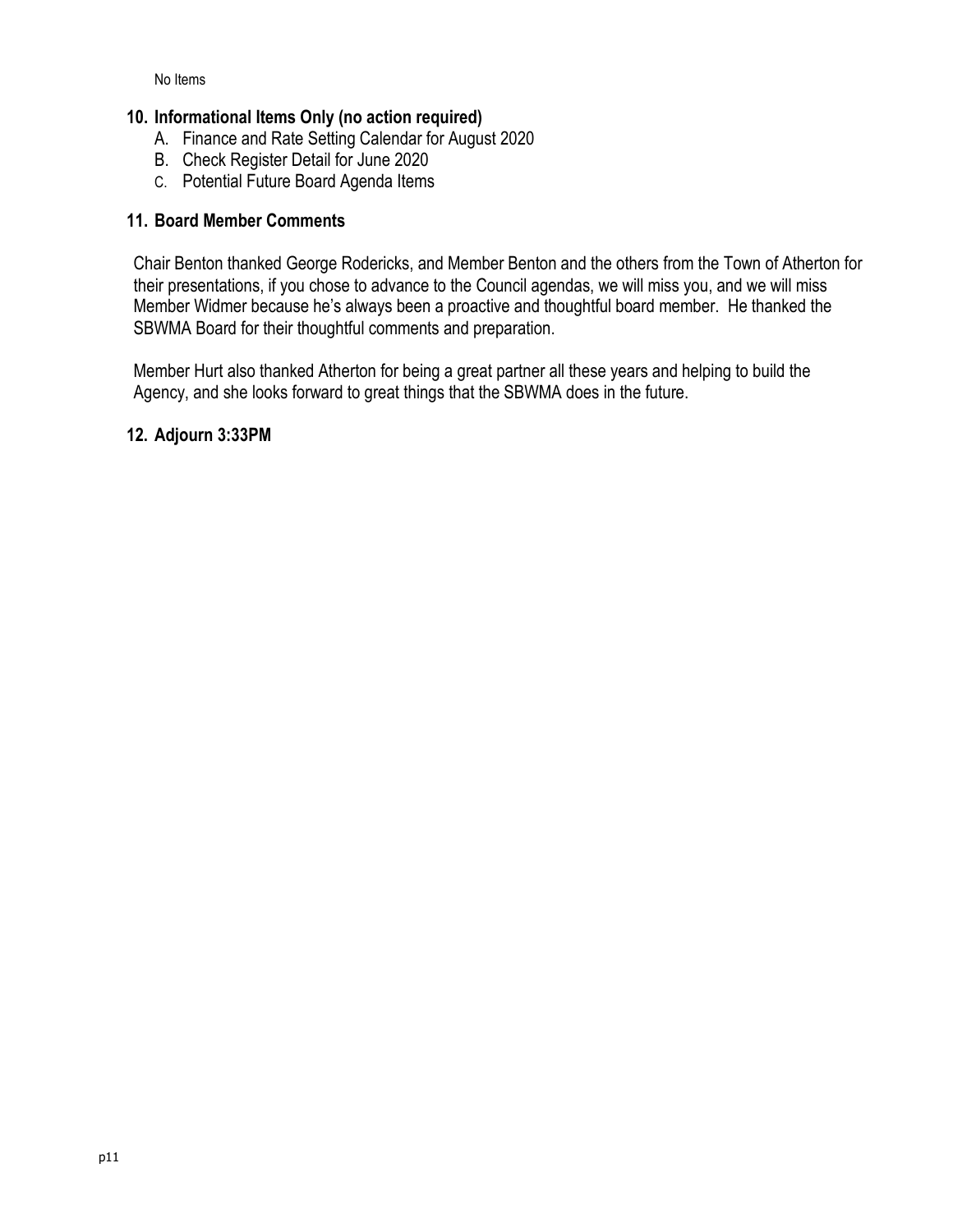No Items

## 10. Informational Items Only (no action required)

A. Finance and Rate Setting Calendar for August 2020
B. Check Register Detail for June 2020
C. Potential Future Board Agenda Items

## 11. Board Member Comments

Chair Benton thanked George Rodericks, and Member Benton and the others from the Town of Atherton for their presentations, if you chose to advance to the Council agendas, we will miss you, and we will miss Member Widmer because he's always been a proactive and thoughtful board member. He thanked the SBWMA Board for their thoughtful comments and preparation.

Member Hurt also thanked Atherton for being a great partner all these years and helping to build the Agency, and she looks forward to great things that the SBWMA does in the future.

## 12. Adjourn 3:33PM